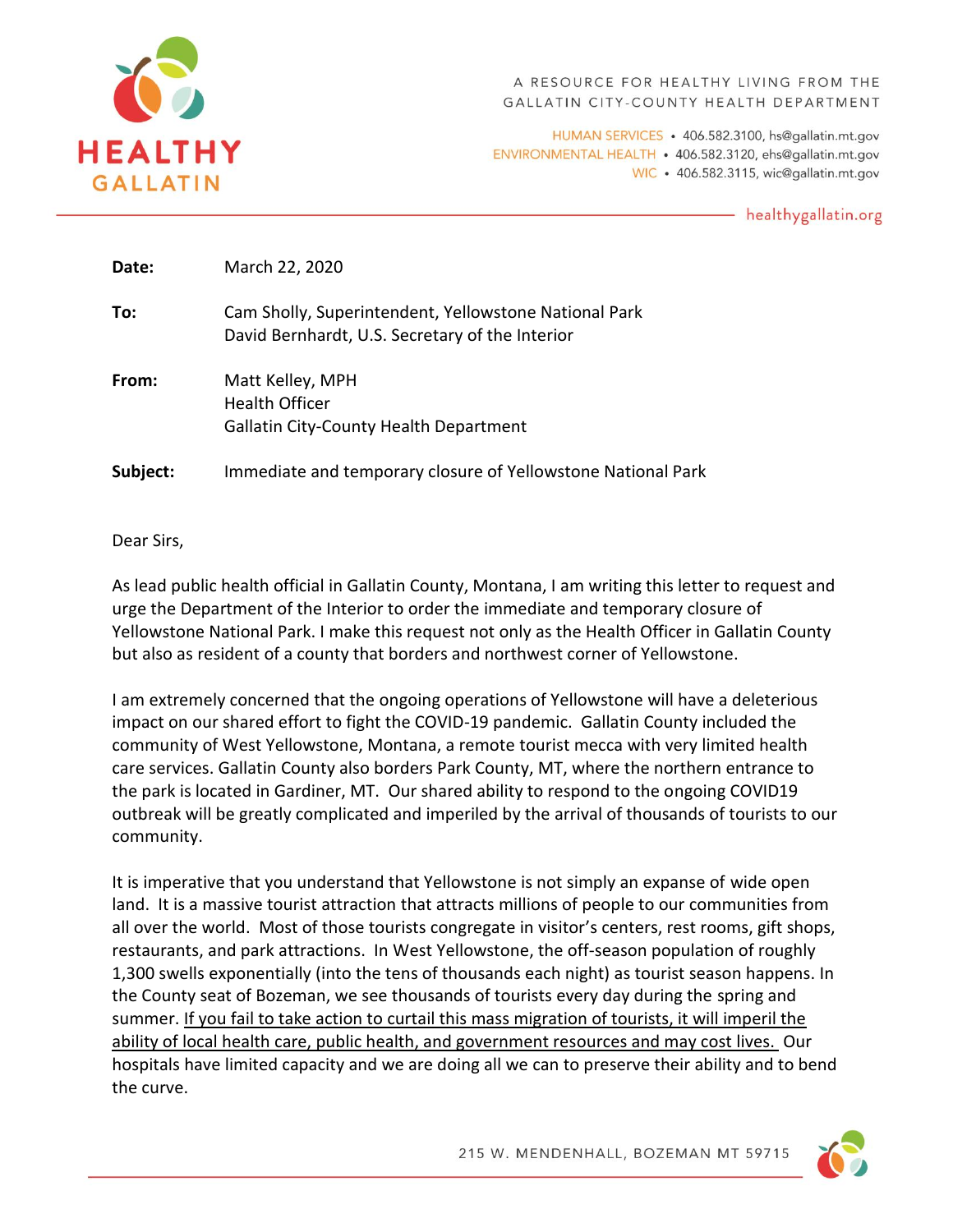**HEALTHY GALLATIN**

A RESOURCE FOR HEALTHY LIVING FROM THE GALLATIN CITY-COUNTY HEALTH DEPARTMENT

HUMAN SERVICES • 406.582.3100, hs@gallatin.mt.gov
ENVIRONMENTAL HEALTH • 406.582.3120, ehs@gallatin.mt.gov
WIC • 406.582.3115, wic@gallatin.mt.gov

healthygallatin.org

---

| | |
|---|---|
| **Date:** | March 22, 2020 |
| **To:** | Cam Sholly, Superintendent, Yellowstone National Park<br>David Bernhardt, U.S. Secretary of the Interior |
| **From:** | Matt Kelley, MPH<br>Health Officer<br>Gallatin City-County Health Department |
| **Subject:** | Immediate and temporary closure of Yellowstone National Park |

Dear Sirs,

As lead public health official in Gallatin County, Montana, I am writing this letter to request and urge the Department of the Interior to order the immediate and temporary closure of Yellowstone National Park. I make this request not only as the Health Officer in Gallatin County but also as resident of a county that borders and northwest corner of Yellowstone.

I am extremely concerned that the ongoing operations of Yellowstone will have a deleterious impact on our shared effort to fight the COVID-19 pandemic. Gallatin County included the community of West Yellowstone, Montana, a remote tourist mecca with very limited health care services. Gallatin County also borders Park County, MT, where the northern entrance to the park is located in Gardiner, MT. Our shared ability to respond to the ongoing COVID19 outbreak will be greatly complicated and imperiled by the arrival of thousands of tourists to our community.

It is imperative that you understand that Yellowstone is not simply an expanse of wide open land. It is a massive tourist attraction that attracts millions of people to our communities from all over the world. Most of those tourists congregate in visitor's centers, rest rooms, gift shops, restaurants, and park attractions. In West Yellowstone, the off-season population of roughly 1,300 swells exponentially (into the tens of thousands each night) as tourist season happens. In the County seat of Bozeman, we see thousands of tourists every day during the spring and summer. <u>If you fail to take action to curtail this mass migration of tourists, it will imperil the ability of local health care, public health, and government resources and may cost lives.</u> Our hospitals have limited capacity and we are doing all we can to preserve their ability and to bend the curve.

215 W. MENDENHALL, BOZEMAN MT 59715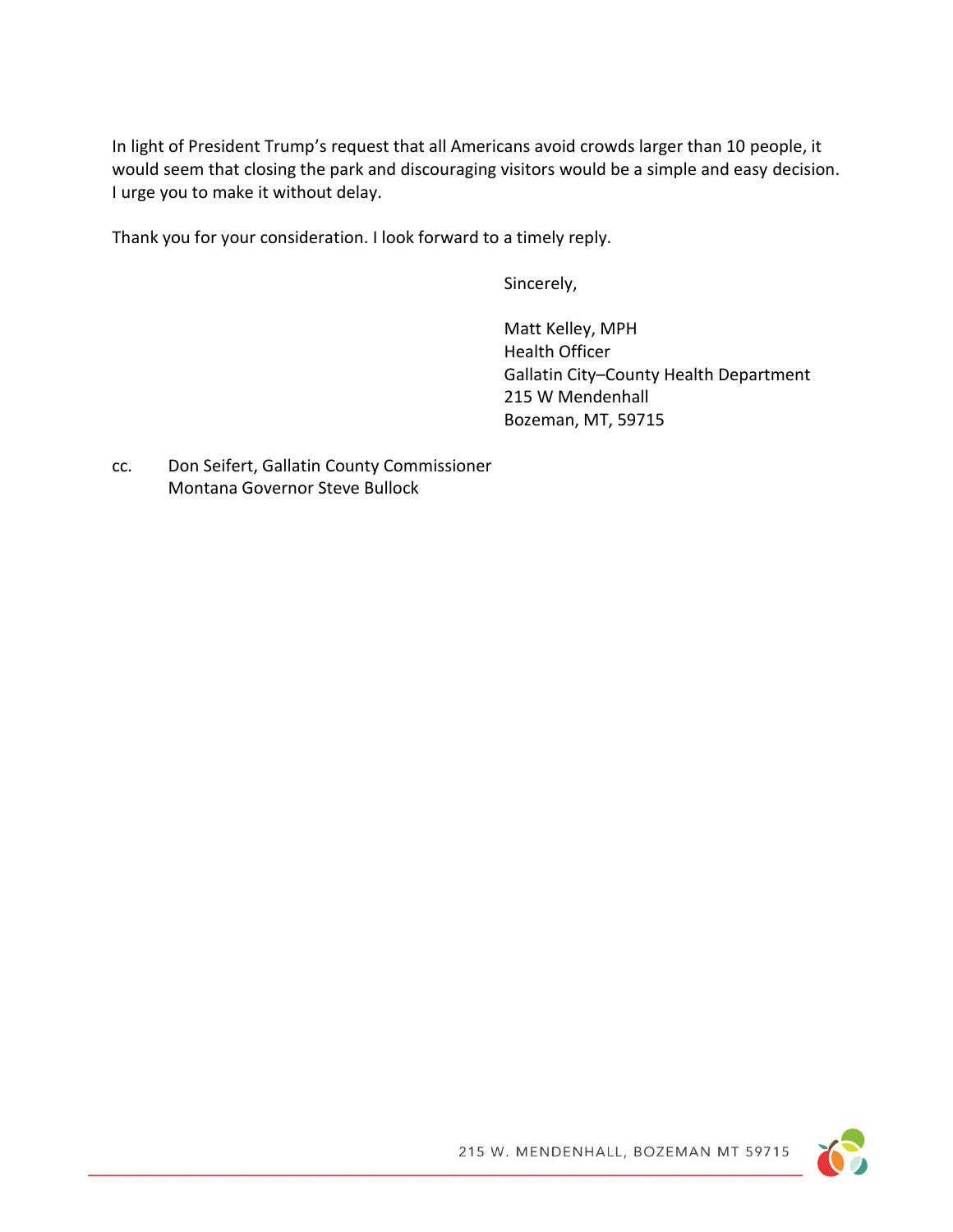In light of President Trump's request that all Americans avoid crowds larger than 10 people, it would seem that closing the park and discouraging visitors would be a simple and easy decision. I urge you to make it without delay.

Thank you for your consideration. I look forward to a timely reply.

Sincerely,

Matt Kelley, MPH
Health Officer
Gallatin City–County Health Department
215 W Mendenhall
Bozeman, MT, 59715

cc. Don Seifert, Gallatin County Commissioner
Montana Governor Steve Bullock